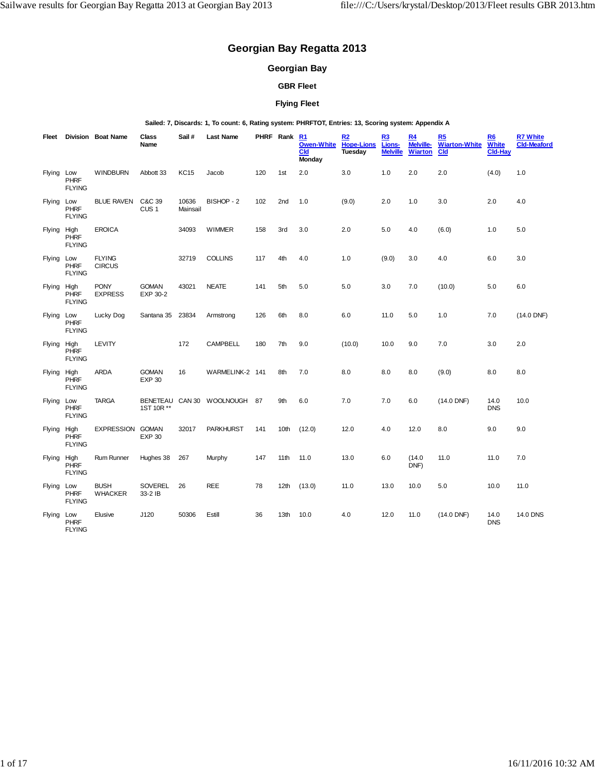# Georgian Bay Regatta 2013

## Georgian Bay

### GBR Fleet

### Flying Fleet

**Sailed: 7, Discards: 1, To count: 6, Rating system: PHRFTOT, Entries: 13, Scoring system: Appendix A**

| Fleet | Division | Boat Name | Class Name | Sail # | Last Name | PHRF | Rank | R1 Owen-White Cld Monday | R2 Hope-Lions Tuesday | R3 Lions-Melville | R4 Melville-Wiarton | R5 Wiarton-White Cld | R6 White Cld-Hay | R7 White Cld-Meaford |
|---|---|---|---|---|---|---|---|---|---|---|---|---|---|---|
| Flying | Low PHRF FLYING | WINDBURN | Abbott 33 | KC15 | Jacob | 120 | 1st | 2.0 | 3.0 | 1.0 | 2.0 | 2.0 | (4.0) | 1.0 |
| Flying | Low PHRF FLYING | BLUE RAVEN | C&C 39 CUS 1 | 10636 Mainsail | BISHOP - 2 | 102 | 2nd | 1.0 | (9.0) | 2.0 | 1.0 | 3.0 | 2.0 | 4.0 |
| Flying | High PHRF FLYING | EROICA | | 34093 | WIMMER | 158 | 3rd | 3.0 | 2.0 | 5.0 | 4.0 | (6.0) | 1.0 | 5.0 |
| Flying | Low PHRF FLYING | FLYING CIRCUS | | 32719 | COLLINS | 117 | 4th | 4.0 | 1.0 | (9.0) | 3.0 | 4.0 | 6.0 | 3.0 |
| Flying | High PHRF FLYING | PONY EXPRESS | GOMAN EXP 30-2 | 43021 | NEATE | 141 | 5th | 5.0 | 5.0 | 3.0 | 7.0 | (10.0) | 5.0 | 6.0 |
| Flying | Low PHRF FLYING | Lucky Dog | Santana 35 | 23834 | Armstrong | 126 | 6th | 8.0 | 6.0 | 11.0 | 5.0 | 1.0 | 7.0 | (14.0 DNF) |
| Flying | High PHRF FLYING | LEVITY | | 172 | CAMPBELL | 180 | 7th | 9.0 | (10.0) | 10.0 | 9.0 | 7.0 | 3.0 | 2.0 |
| Flying | High PHRF FLYING | ARDA | GOMAN EXP 30 | 16 | WARMELINK-2 | 141 | 8th | 7.0 | 8.0 | 8.0 | 8.0 | (9.0) | 8.0 | 8.0 |
| Flying | Low PHRF FLYING | TARGA | BENETEAU 1ST 10R ** | CAN 30 | WOOLNOUGH | 87 | 9th | 6.0 | 7.0 | 7.0 | 6.0 | (14.0 DNF) | 14.0 DNS | 10.0 |
| Flying | High PHRF FLYING | EXPRESSION | GOMAN EXP 30 | 32017 | PARKHURST | 141 | 10th | (12.0) | 12.0 | 4.0 | 12.0 | 8.0 | 9.0 | 9.0 |
| Flying | High PHRF FLYING | Rum Runner | Hughes 38 | 267 | Murphy | 147 | 11th | 11.0 | 13.0 | 6.0 | (14.0 DNF) | 11.0 | 11.0 | 7.0 |
| Flying | Low PHRF FLYING | BUSH WHACKER | SOVEREL 33-2 IB | 26 | REE | 78 | 12th | (13.0) | 11.0 | 13.0 | 10.0 | 5.0 | 10.0 | 11.0 |
| Flying | Low PHRF FLYING | Elusive | J120 | 50306 | Estill | 36 | 13th | 10.0 | 4.0 | 12.0 | 11.0 | (14.0 DNF) | 14.0 DNS | 14.0 DNS |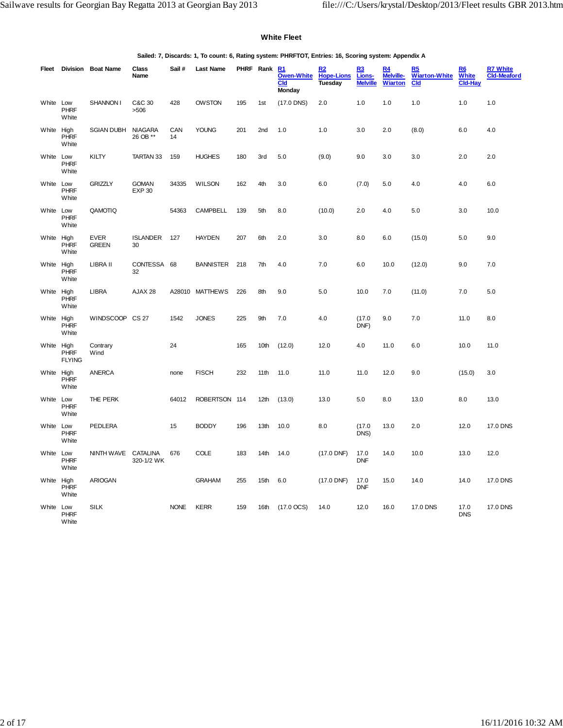## White Fleet

**Sailed: 7, Discards: 1, To count: 6, Rating system: PHRFTOT, Entries: 16, Scoring system: Appendix A**

| Fleet | Division | Boat Name | Class Name | Sail # | Last Name | PHRF | Rank | R1 Owen-White Cld Monday | R2 Hope-Lions Tuesday | R3 Lions-Melville | R4 Melville-Wiarton | R5 Wiarton-White Cld | R6 White Cld-Hay | R7 White Cld-Meaford |
|---|---|---|---|---|---|---|---|---|---|---|---|---|---|---|
| White | Low PHRF White | SHANNON I | C&C 30 >506 | 428 | OWSTON | 195 | 1st | (17.0 DNS) | 2.0 | 1.0 | 1.0 | 1.0 | 1.0 | 1.0 |
| White | High PHRF White | SGIAN DUBH | NIAGARA 26 OB ** | CAN 14 | YOUNG | 201 | 2nd | 1.0 | 1.0 | 3.0 | 2.0 | (8.0) | 6.0 | 4.0 |
| White | Low PHRF White | KILTY | TARTAN 33 | 159 | HUGHES | 180 | 3rd | 5.0 | (9.0) | 9.0 | 3.0 | 3.0 | 2.0 | 2.0 |
| White | Low PHRF White | GRIZZLY | GOMAN EXP 30 | 34335 | WILSON | 162 | 4th | 3.0 | 6.0 | (7.0) | 5.0 | 4.0 | 4.0 | 6.0 |
| White | Low PHRF White | QAMOTIQ | | 54363 | CAMPBELL | 139 | 5th | 8.0 | (10.0) | 2.0 | 4.0 | 5.0 | 3.0 | 10.0 |
| White | High PHRF White | EVER GREEN | ISLANDER 30 | 127 | HAYDEN | 207 | 6th | 2.0 | 3.0 | 8.0 | 6.0 | (15.0) | 5.0 | 9.0 |
| White | High PHRF White | LIBRA II | CONTESSA 32 | 68 | BANNISTER | 218 | 7th | 4.0 | 7.0 | 6.0 | 10.0 | (12.0) | 9.0 | 7.0 |
| White | High PHRF White | LIBRA | AJAX 28 | A28010 | MATTHEWS | 226 | 8th | 9.0 | 5.0 | 10.0 | 7.0 | (11.0) | 7.0 | 5.0 |
| White | High PHRF White | WINDSCOOP | CS 27 | 1542 | JONES | 225 | 9th | 7.0 | 4.0 | (17.0 DNF) | 9.0 | 7.0 | 11.0 | 8.0 |
| White | High PHRF FLYING | Contrary Wind | | 24 | | 165 | 10th | (12.0) | 12.0 | 4.0 | 11.0 | 6.0 | 10.0 | 11.0 |
| White | High PHRF White | ANERCA | | none | FISCH | 232 | 11th | 11.0 | 11.0 | 11.0 | 12.0 | 9.0 | (15.0) | 3.0 |
| White | Low PHRF White | THE PERK | | 64012 | ROBERTSON | 114 | 12th | (13.0) | 13.0 | 5.0 | 8.0 | 13.0 | 8.0 | 13.0 |
| White | Low PHRF White | PEDLERA | | 15 | BODDY | 196 | 13th | 10.0 | 8.0 | (17.0 DNS) | 13.0 | 2.0 | 12.0 | 17.0 DNS |
| White | Low PHRF White | NINTH WAVE | CATALINA 320-1/2 WK | 676 | COLE | 183 | 14th | 14.0 | (17.0 DNF) | 17.0 DNF | 14.0 | 10.0 | 13.0 | 12.0 |
| White | High PHRF White | ARIOGAN | | | GRAHAM | 255 | 15th | 6.0 | (17.0 DNF) | 17.0 DNF | 15.0 | 14.0 | 14.0 | 17.0 DNS |
| White | Low PHRF White | SILK | | NONE | KERR | 159 | 16th | (17.0 OCS) | 14.0 | 12.0 | 16.0 | 17.0 DNS | 17.0 DNS | 17.0 DNS |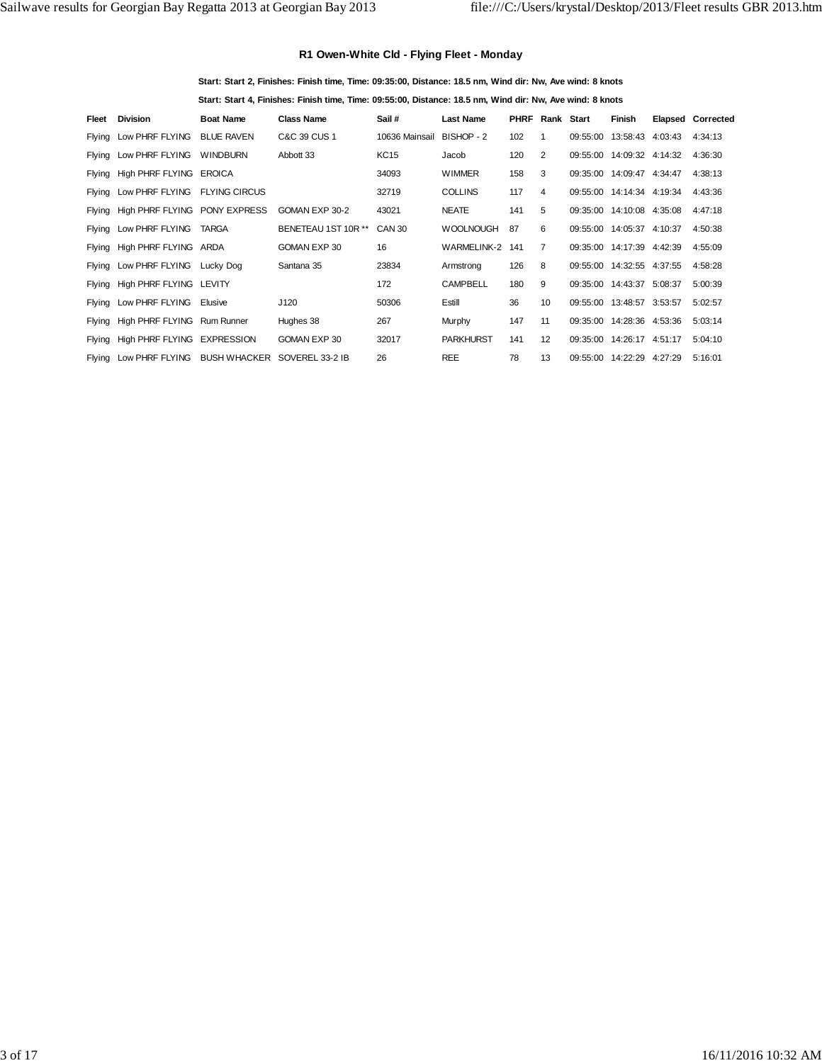### R1 Owen-White Cld - Flying Fleet - Monday

**Start: Start 2, Finishes: Finish time, Time: 09:35:00, Distance: 18.5 nm, Wind dir: Nw, Ave wind: 8 knots**

**Start: Start 4, Finishes: Finish time, Time: 09:55:00, Distance: 18.5 nm, Wind dir: Nw, Ave wind: 8 knots**

| Fleet | Division | Boat Name | Class Name | Sail # | Last Name | PHRF | Rank | Start | Finish | Elapsed | Corrected |
|---|---|---|---|---|---|---|---|---|---|---|---|
| Flying | Low PHRF FLYING | BLUE RAVEN | C&C 39 CUS 1 | 10636 Mainsail | BISHOP - 2 | 102 | 1 | 09:55:00 | 13:58:43 | 4:03:43 | 4:34:13 |
| Flying | Low PHRF FLYING | WINDBURN | Abbott 33 | KC15 | Jacob | 120 | 2 | 09:55:00 | 14:09:32 | 4:14:32 | 4:36:30 |
| Flying | High PHRF FLYING | EROICA | | 34093 | WIMMER | 158 | 3 | 09:35:00 | 14:09:47 | 4:34:47 | 4:38:13 |
| Flying | Low PHRF FLYING | FLYING CIRCUS | | 32719 | COLLINS | 117 | 4 | 09:55:00 | 14:14:34 | 4:19:34 | 4:43:36 |
| Flying | High PHRF FLYING | PONY EXPRESS | GOMAN EXP 30-2 | 43021 | NEATE | 141 | 5 | 09:35:00 | 14:10:08 | 4:35:08 | 4:47:18 |
| Flying | Low PHRF FLYING | TARGA | BENETEAU 1ST 10R ** | CAN 30 | WOOLNOUGH | 87 | 6 | 09:55:00 | 14:05:37 | 4:10:37 | 4:50:38 |
| Flying | High PHRF FLYING | ARDA | GOMAN EXP 30 | 16 | WARMELINK-2 | 141 | 7 | 09:35:00 | 14:17:39 | 4:42:39 | 4:55:09 |
| Flying | Low PHRF FLYING | Lucky Dog | Santana 35 | 23834 | Armstrong | 126 | 8 | 09:55:00 | 14:32:55 | 4:37:55 | 4:58:28 |
| Flying | High PHRF FLYING | LEVITY | | 172 | CAMPBELL | 180 | 9 | 09:35:00 | 14:43:37 | 5:08:37 | 5:00:39 |
| Flying | Low PHRF FLYING | Elusive | J120 | 50306 | Estill | 36 | 10 | 09:55:00 | 13:48:57 | 3:53:57 | 5:02:57 |
| Flying | High PHRF FLYING | Rum Runner | Hughes 38 | 267 | Murphy | 147 | 11 | 09:35:00 | 14:28:36 | 4:53:36 | 5:03:14 |
| Flying | High PHRF FLYING | EXPRESSION | GOMAN EXP 30 | 32017 | PARKHURST | 141 | 12 | 09:35:00 | 14:26:17 | 4:51:17 | 5:04:10 |
| Flying | Low PHRF FLYING | BUSH WHACKER | SOVEREL 33-2 IB | 26 | REE | 78 | 13 | 09:55:00 | 14:22:29 | 4:27:29 | 5:16:01 |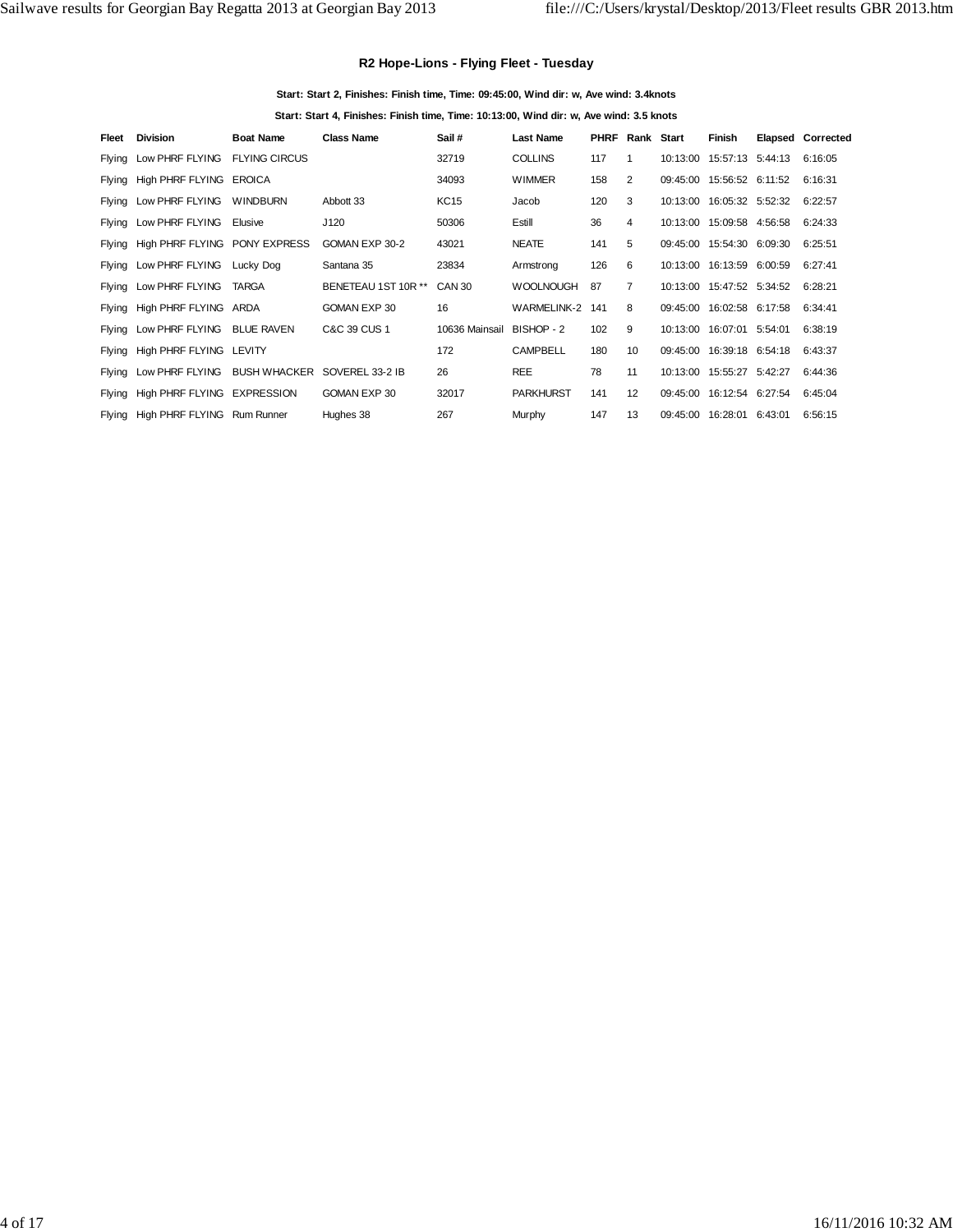## R2 Hope-Lions - Flying Fleet - Tuesday

**Start: Start 2, Finishes: Finish time, Time: 09:45:00, Wind dir: w, Ave wind: 3.4knots**

**Start: Start 4, Finishes: Finish time, Time: 10:13:00, Wind dir: w, Ave wind: 3.5 knots**

| Fleet | Division | Boat Name | Class Name | Sail # | Last Name | PHRF | Rank | Start | Finish | Elapsed | Corrected |
|---|---|---|---|---|---|---|---|---|---|---|---|
| Flying | Low PHRF FLYING | FLYING CIRCUS | | 32719 | COLLINS | 117 | 1 | 10:13:00 | 15:57:13 | 5:44:13 | 6:16:05 |
| Flying | High PHRF FLYING | EROICA | | 34093 | WIMMER | 158 | 2 | 09:45:00 | 15:56:52 | 6:11:52 | 6:16:31 |
| Flying | Low PHRF FLYING | WINDBURN | Abbott 33 | KC15 | Jacob | 120 | 3 | 10:13:00 | 16:05:32 | 5:52:32 | 6:22:57 |
| Flying | Low PHRF FLYING | Elusive | J120 | 50306 | Estill | 36 | 4 | 10:13:00 | 15:09:58 | 4:56:58 | 6:24:33 |
| Flying | High PHRF FLYING | PONY EXPRESS | GOMAN EXP 30-2 | 43021 | NEATE | 141 | 5 | 09:45:00 | 15:54:30 | 6:09:30 | 6:25:51 |
| Flying | Low PHRF FLYING | Lucky Dog | Santana 35 | 23834 | Armstrong | 126 | 6 | 10:13:00 | 16:13:59 | 6:00:59 | 6:27:41 |
| Flying | Low PHRF FLYING | TARGA | BENETEAU 1ST 10R ** | CAN 30 | WOOLNOUGH | 87 | 7 | 10:13:00 | 15:47:52 | 5:34:52 | 6:28:21 |
| Flying | High PHRF FLYING | ARDA | GOMAN EXP 30 | 16 | WARMELINK-2 | 141 | 8 | 09:45:00 | 16:02:58 | 6:17:58 | 6:34:41 |
| Flying | Low PHRF FLYING | BLUE RAVEN | C&C 39 CUS 1 | 10636 Mainsail | BISHOP - 2 | 102 | 9 | 10:13:00 | 16:07:01 | 5:54:01 | 6:38:19 |
| Flying | High PHRF FLYING | LEVITY | | 172 | CAMPBELL | 180 | 10 | 09:45:00 | 16:39:18 | 6:54:18 | 6:43:37 |
| Flying | Low PHRF FLYING | BUSH WHACKER | SOVEREL 33-2 IB | 26 | REE | 78 | 11 | 10:13:00 | 15:55:27 | 5:42:27 | 6:44:36 |
| Flying | High PHRF FLYING | EXPRESSION | GOMAN EXP 30 | 32017 | PARKHURST | 141 | 12 | 09:45:00 | 16:12:54 | 6:27:54 | 6:45:04 |
| Flying | High PHRF FLYING | Rum Runner | Hughes 38 | 267 | Murphy | 147 | 13 | 09:45:00 | 16:28:01 | 6:43:01 | 6:56:15 |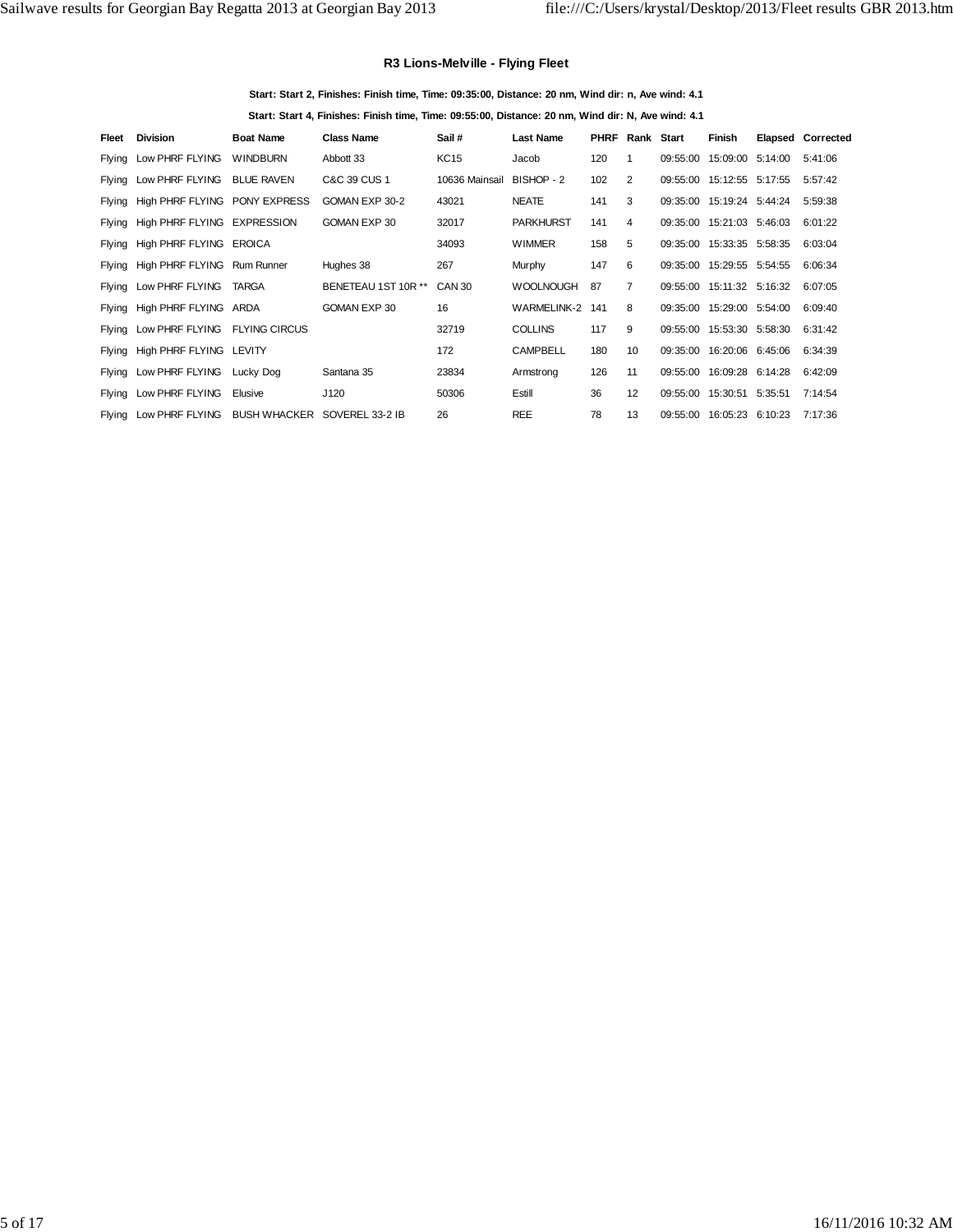### R3 Lions-Melville - Flying Fleet

**Start: Start 2, Finishes: Finish time, Time: 09:35:00, Distance: 20 nm, Wind dir: n, Ave wind: 4.1**

**Start: Start 4, Finishes: Finish time, Time: 09:55:00, Distance: 20 nm, Wind dir: N, Ave wind: 4.1**

| Fleet | Division | Boat Name | Class Name | Sail # | Last Name | PHRF | Rank | Start | Finish | Elapsed | Corrected |
|---|---|---|---|---|---|---|---|---|---|---|---|
| Flying | Low PHRF FLYING | WINDBURN | Abbott 33 | KC15 | Jacob | 120 | 1 | 09:55:00 | 15:09:00 | 5:14:00 | 5:41:06 |
| Flying | Low PHRF FLYING | BLUE RAVEN | C&C 39 CUS 1 | 10636 Mainsail | BISHOP - 2 | 102 | 2 | 09:55:00 | 15:12:55 | 5:17:55 | 5:57:42 |
| Flying | High PHRF FLYING | PONY EXPRESS | GOMAN EXP 30-2 | 43021 | NEATE | 141 | 3 | 09:35:00 | 15:19:24 | 5:44:24 | 5:59:38 |
| Flying | High PHRF FLYING | EXPRESSION | GOMAN EXP 30 | 32017 | PARKHURST | 141 | 4 | 09:35:00 | 15:21:03 | 5:46:03 | 6:01:22 |
| Flying | High PHRF FLYING | EROICA | | 34093 | WIMMER | 158 | 5 | 09:35:00 | 15:33:35 | 5:58:35 | 6:03:04 |
| Flying | High PHRF FLYING | Rum Runner | Hughes 38 | 267 | Murphy | 147 | 6 | 09:35:00 | 15:29:55 | 5:54:55 | 6:06:34 |
| Flying | Low PHRF FLYING | TARGA | BENETEAU 1ST 10R ** | CAN 30 | WOOLNOUGH | 87 | 7 | 09:55:00 | 15:11:32 | 5:16:32 | 6:07:05 |
| Flying | High PHRF FLYING | ARDA | GOMAN EXP 30 | 16 | WARMELINK-2 | 141 | 8 | 09:35:00 | 15:29:00 | 5:54:00 | 6:09:40 |
| Flying | Low PHRF FLYING | FLYING CIRCUS | | 32719 | COLLINS | 117 | 9 | 09:55:00 | 15:53:30 | 5:58:30 | 6:31:42 |
| Flying | High PHRF FLYING | LEVITY | | 172 | CAMPBELL | 180 | 10 | 09:35:00 | 16:20:06 | 6:45:06 | 6:34:39 |
| Flying | Low PHRF FLYING | Lucky Dog | Santana 35 | 23834 | Armstrong | 126 | 11 | 09:55:00 | 16:09:28 | 6:14:28 | 6:42:09 |
| Flying | Low PHRF FLYING | Elusive | J120 | 50306 | Estill | 36 | 12 | 09:55:00 | 15:30:51 | 5:35:51 | 7:14:54 |
| Flying | Low PHRF FLYING | BUSH WHACKER | SOVEREL 33-2 IB | 26 | REE | 78 | 13 | 09:55:00 | 16:05:23 | 6:10:23 | 7:17:36 |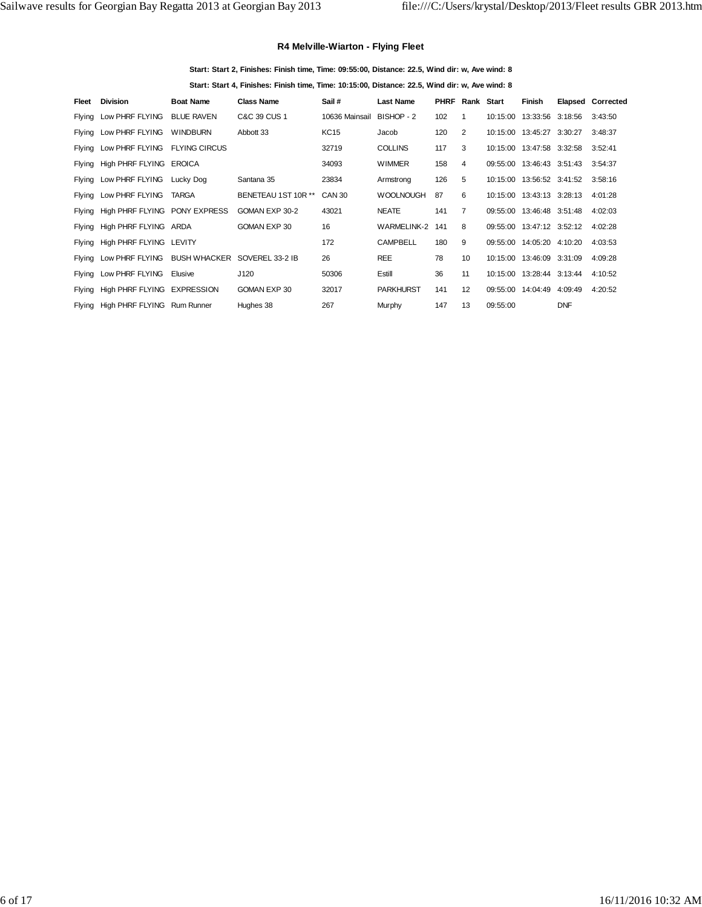### R4 Melville-Wiarton - Flying Fleet

**Start: Start 2, Finishes: Finish time, Time: 09:55:00, Distance: 22.5, Wind dir: w, Ave wind: 8**

**Start: Start 4, Finishes: Finish time, Time: 10:15:00, Distance: 22.5, Wind dir: w, Ave wind: 8**

| Fleet | Division | Boat Name | Class Name | Sail # | Last Name | PHRF | Rank | Start | Finish | Elapsed | Corrected |
|---|---|---|---|---|---|---|---|---|---|---|---|
| Flying | Low PHRF FLYING | BLUE RAVEN | C&C 39 CUS 1 | 10636 Mainsail | BISHOP - 2 | 102 | 1 | 10:15:00 | 13:33:56 | 3:18:56 | 3:43:50 |
| Flying | Low PHRF FLYING | WINDBURN | Abbott 33 | KC15 | Jacob | 120 | 2 | 10:15:00 | 13:45:27 | 3:30:27 | 3:48:37 |
| Flying | Low PHRF FLYING | FLYING CIRCUS | | 32719 | COLLINS | 117 | 3 | 10:15:00 | 13:47:58 | 3:32:58 | 3:52:41 |
| Flying | High PHRF FLYING | EROICA | | 34093 | WIMMER | 158 | 4 | 09:55:00 | 13:46:43 | 3:51:43 | 3:54:37 |
| Flying | Low PHRF FLYING | Lucky Dog | Santana 35 | 23834 | Armstrong | 126 | 5 | 10:15:00 | 13:56:52 | 3:41:52 | 3:58:16 |
| Flying | Low PHRF FLYING | TARGA | BENETEAU 1ST 10R ** | CAN 30 | WOOLNOUGH | 87 | 6 | 10:15:00 | 13:43:13 | 3:28:13 | 4:01:28 |
| Flying | High PHRF FLYING | PONY EXPRESS | GOMAN EXP 30-2 | 43021 | NEATE | 141 | 7 | 09:55:00 | 13:46:48 | 3:51:48 | 4:02:03 |
| Flying | High PHRF FLYING | ARDA | GOMAN EXP 30 | 16 | WARMELINK-2 | 141 | 8 | 09:55:00 | 13:47:12 | 3:52:12 | 4:02:28 |
| Flying | High PHRF FLYING | LEVITY | | 172 | CAMPBELL | 180 | 9 | 09:55:00 | 14:05:20 | 4:10:20 | 4:03:53 |
| Flying | Low PHRF FLYING | BUSH WHACKER | SOVEREL 33-2 IB | 26 | REE | 78 | 10 | 10:15:00 | 13:46:09 | 3:31:09 | 4:09:28 |
| Flying | Low PHRF FLYING | Elusive | J120 | 50306 | Estill | 36 | 11 | 10:15:00 | 13:28:44 | 3:13:44 | 4:10:52 |
| Flying | High PHRF FLYING | EXPRESSION | GOMAN EXP 30 | 32017 | PARKHURST | 141 | 12 | 09:55:00 | 14:04:49 | 4:09:49 | 4:20:52 |
| Flying | High PHRF FLYING | Rum Runner | Hughes 38 | 267 | Murphy | 147 | 13 | 09:55:00 | | DNF | |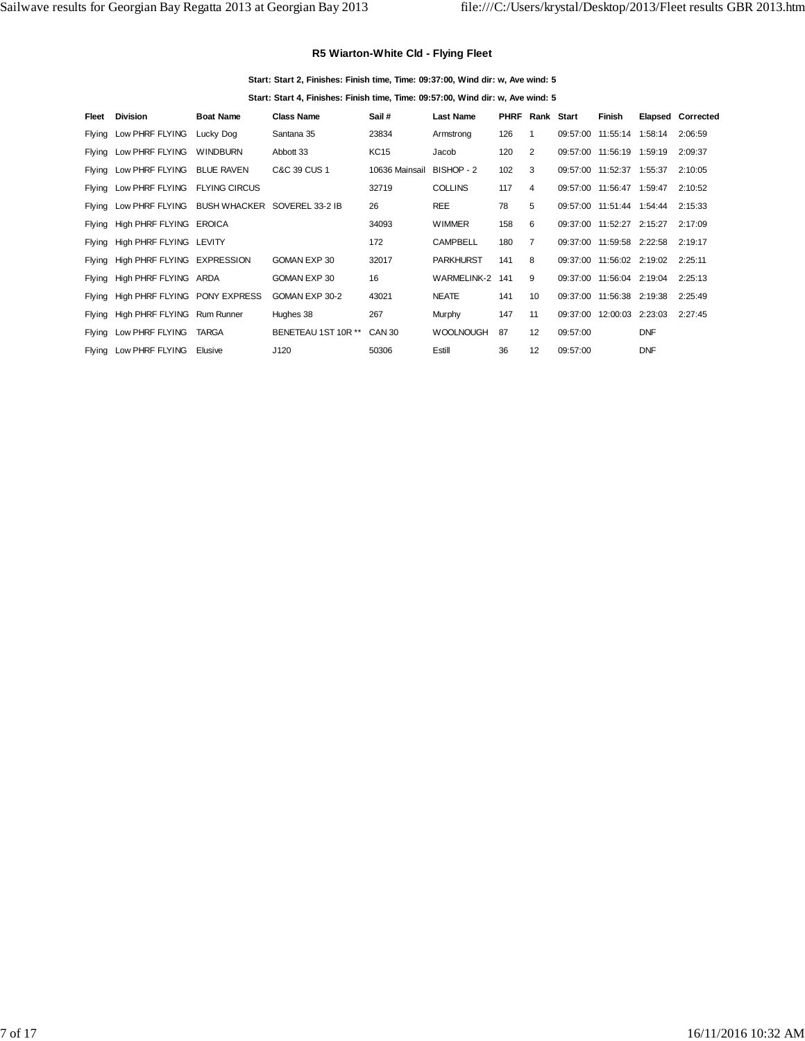### R5 Wiarton-White Cld - Flying Fleet

**Start: Start 2, Finishes: Finish time, Time: 09:37:00, Wind dir: w, Ave wind: 5**

**Start: Start 4, Finishes: Finish time, Time: 09:57:00, Wind dir: w, Ave wind: 5**

| Fleet | Division | Boat Name | Class Name | Sail # | Last Name | PHRF | Rank | Start | Finish | Elapsed | Corrected |
|---|---|---|---|---|---|---|---|---|---|---|---|
| Flying | Low PHRF FLYING | Lucky Dog | Santana 35 | 23834 | Armstrong | 126 | 1 | 09:57:00 | 11:55:14 | 1:58:14 | 2:06:59 |
| Flying | Low PHRF FLYING | WINDBURN | Abbott 33 | KC15 | Jacob | 120 | 2 | 09:57:00 | 11:56:19 | 1:59:19 | 2:09:37 |
| Flying | Low PHRF FLYING | BLUE RAVEN | C&C 39 CUS 1 | 10636 Mainsail | BISHOP - 2 | 102 | 3 | 09:57:00 | 11:52:37 | 1:55:37 | 2:10:05 |
| Flying | Low PHRF FLYING | FLYING CIRCUS | | 32719 | COLLINS | 117 | 4 | 09:57:00 | 11:56:47 | 1:59:47 | 2:10:52 |
| Flying | Low PHRF FLYING | BUSH WHACKER | SOVEREL 33-2 IB | 26 | REE | 78 | 5 | 09:57:00 | 11:51:44 | 1:54:44 | 2:15:33 |
| Flying | High PHRF FLYING | EROICA | | 34093 | WIMMER | 158 | 6 | 09:37:00 | 11:52:27 | 2:15:27 | 2:17:09 |
| Flying | High PHRF FLYING | LEVITY | | 172 | CAMPBELL | 180 | 7 | 09:37:00 | 11:59:58 | 2:22:58 | 2:19:17 |
| Flying | High PHRF FLYING | EXPRESSION | GOMAN EXP 30 | 32017 | PARKHURST | 141 | 8 | 09:37:00 | 11:56:02 | 2:19:02 | 2:25:11 |
| Flying | High PHRF FLYING | ARDA | GOMAN EXP 30 | 16 | WARMELINK-2 | 141 | 9 | 09:37:00 | 11:56:04 | 2:19:04 | 2:25:13 |
| Flying | High PHRF FLYING | PONY EXPRESS | GOMAN EXP 30-2 | 43021 | NEATE | 141 | 10 | 09:37:00 | 11:56:38 | 2:19:38 | 2:25:49 |
| Flying | High PHRF FLYING | Rum Runner | Hughes 38 | 267 | Murphy | 147 | 11 | 09:37:00 | 12:00:03 | 2:23:03 | 2:27:45 |
| Flying | Low PHRF FLYING | TARGA | BENETEAU 1ST 10R ** | CAN 30 | WOOLNOUGH | 87 | 12 | 09:57:00 | | DNF | |
| Flying | Low PHRF FLYING | Elusive | J120 | 50306 | Estill | 36 | 12 | 09:57:00 | | DNF | |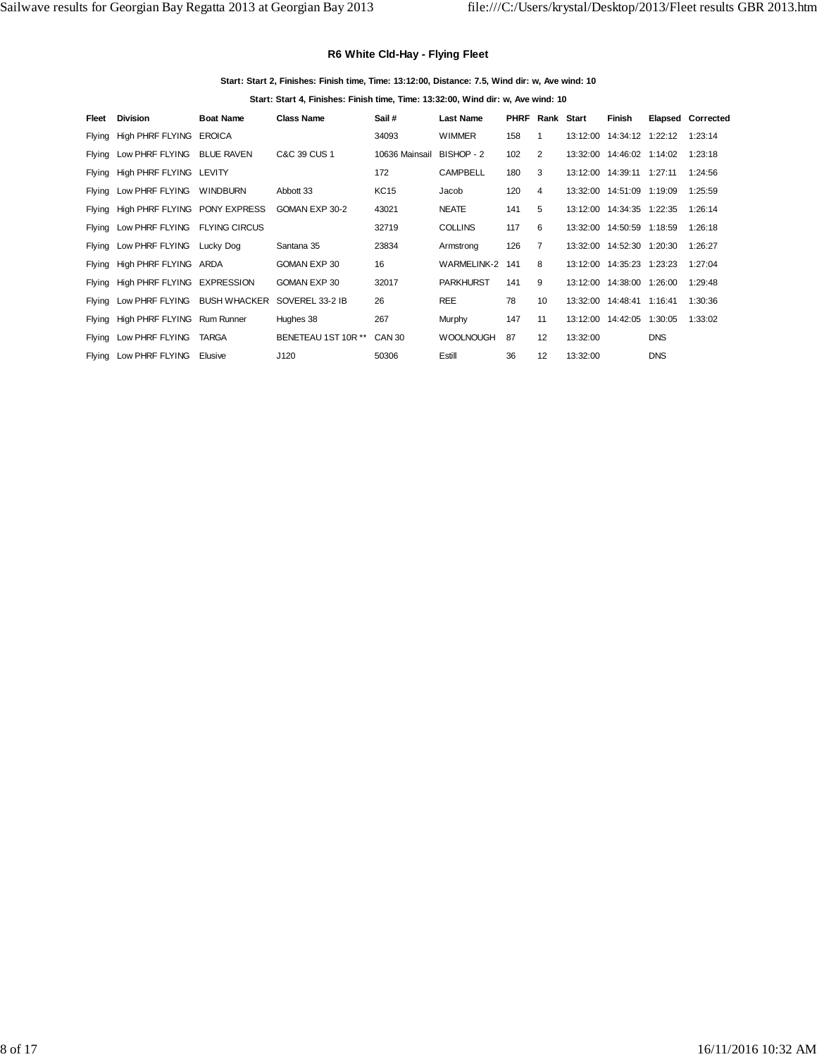### R6 White Cld-Hay - Flying Fleet

**Start: Start 2, Finishes: Finish time, Time: 13:12:00, Distance: 7.5, Wind dir: w, Ave wind: 10**

**Start: Start 4, Finishes: Finish time, Time: 13:32:00, Wind dir: w, Ave wind: 10**

| Fleet | Division | Boat Name | Class Name | Sail # | Last Name | PHRF | Rank | Start | Finish | Elapsed | Corrected |
|---|---|---|---|---|---|---|---|---|---|---|---|
| Flying | High PHRF FLYING | EROICA | | 34093 | WIMMER | 158 | 1 | 13:12:00 | 14:34:12 | 1:22:12 | 1:23:14 |
| Flying | Low PHRF FLYING | BLUE RAVEN | C&C 39 CUS 1 | 10636 Mainsail | BISHOP - 2 | 102 | 2 | 13:32:00 | 14:46:02 | 1:14:02 | 1:23:18 |
| Flying | High PHRF FLYING | LEVITY | | 172 | CAMPBELL | 180 | 3 | 13:12:00 | 14:39:11 | 1:27:11 | 1:24:56 |
| Flying | Low PHRF FLYING | WINDBURN | Abbott 33 | KC15 | Jacob | 120 | 4 | 13:32:00 | 14:51:09 | 1:19:09 | 1:25:59 |
| Flying | High PHRF FLYING | PONY EXPRESS | GOMAN EXP 30-2 | 43021 | NEATE | 141 | 5 | 13:12:00 | 14:34:35 | 1:22:35 | 1:26:14 |
| Flying | Low PHRF FLYING | FLYING CIRCUS | | 32719 | COLLINS | 117 | 6 | 13:32:00 | 14:50:59 | 1:18:59 | 1:26:18 |
| Flying | Low PHRF FLYING | Lucky Dog | Santana 35 | 23834 | Armstrong | 126 | 7 | 13:32:00 | 14:52:30 | 1:20:30 | 1:26:27 |
| Flying | High PHRF FLYING | ARDA | GOMAN EXP 30 | 16 | WARMELINK-2 | 141 | 8 | 13:12:00 | 14:35:23 | 1:23:23 | 1:27:04 |
| Flying | High PHRF FLYING | EXPRESSION | GOMAN EXP 30 | 32017 | PARKHURST | 141 | 9 | 13:12:00 | 14:38:00 | 1:26:00 | 1:29:48 |
| Flying | Low PHRF FLYING | BUSH WHACKER | SOVEREL 33-2 IB | 26 | REE | 78 | 10 | 13:32:00 | 14:48:41 | 1:16:41 | 1:30:36 |
| Flying | High PHRF FLYING | Rum Runner | Hughes 38 | 267 | Murphy | 147 | 11 | 13:12:00 | 14:42:05 | 1:30:05 | 1:33:02 |
| Flying | Low PHRF FLYING | TARGA | BENETEAU 1ST 10R ** | CAN 30 | WOOLNOUGH | 87 | 12 | 13:32:00 | | DNS | |
| Flying | Low PHRF FLYING | Elusive | J120 | 50306 | Estill | 36 | 12 | 13:32:00 | | DNS | |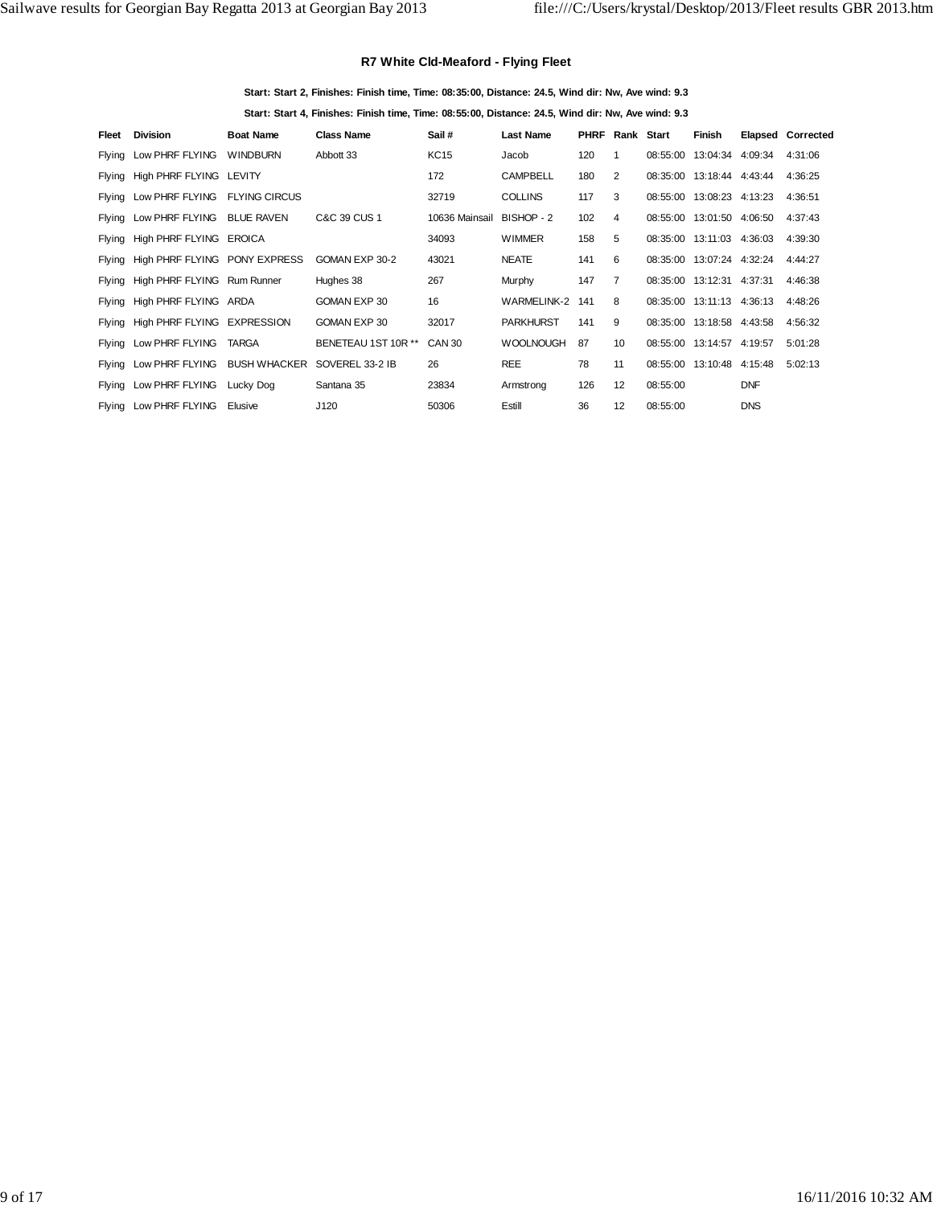### R7 White Cld-Meaford - Flying Fleet

**Start: Start 2, Finishes: Finish time, Time: 08:35:00, Distance: 24.5, Wind dir: Nw, Ave wind: 9.3**

**Start: Start 4, Finishes: Finish time, Time: 08:55:00, Distance: 24.5, Wind dir: Nw, Ave wind: 9.3**

| Fleet | Division | Boat Name | Class Name | Sail # | Last Name | PHRF | Rank | Start | Finish | Elapsed | Corrected |
|---|---|---|---|---|---|---|---|---|---|---|---|
| Flying | Low PHRF FLYING | WINDBURN | Abbott 33 | KC15 | Jacob | 120 | 1 | 08:55:00 | 13:04:34 | 4:09:34 | 4:31:06 |
| Flying | High PHRF FLYING | LEVITY | | 172 | CAMPBELL | 180 | 2 | 08:35:00 | 13:18:44 | 4:43:44 | 4:36:25 |
| Flying | Low PHRF FLYING | FLYING CIRCUS | | 32719 | COLLINS | 117 | 3 | 08:55:00 | 13:08:23 | 4:13:23 | 4:36:51 |
| Flying | Low PHRF FLYING | BLUE RAVEN | C&C 39 CUS 1 | 10636 Mainsail | BISHOP - 2 | 102 | 4 | 08:55:00 | 13:01:50 | 4:06:50 | 4:37:43 |
| Flying | High PHRF FLYING | EROICA | | 34093 | WIMMER | 158 | 5 | 08:35:00 | 13:11:03 | 4:36:03 | 4:39:30 |
| Flying | High PHRF FLYING | PONY EXPRESS | GOMAN EXP 30-2 | 43021 | NEATE | 141 | 6 | 08:35:00 | 13:07:24 | 4:32:24 | 4:44:27 |
| Flying | High PHRF FLYING | Rum Runner | Hughes 38 | 267 | Murphy | 147 | 7 | 08:35:00 | 13:12:31 | 4:37:31 | 4:46:38 |
| Flying | High PHRF FLYING | ARDA | GOMAN EXP 30 | 16 | WARMELINK-2 | 141 | 8 | 08:35:00 | 13:11:13 | 4:36:13 | 4:48:26 |
| Flying | High PHRF FLYING | EXPRESSION | GOMAN EXP 30 | 32017 | PARKHURST | 141 | 9 | 08:35:00 | 13:18:58 | 4:43:58 | 4:56:32 |
| Flying | Low PHRF FLYING | TARGA | BENETEAU 1ST 10R ** | CAN 30 | WOOLNOUGH | 87 | 10 | 08:55:00 | 13:14:57 | 4:19:57 | 5:01:28 |
| Flying | Low PHRF FLYING | BUSH WHACKER | SOVEREL 33-2 IB | 26 | REE | 78 | 11 | 08:55:00 | 13:10:48 | 4:15:48 | 5:02:13 |
| Flying | Low PHRF FLYING | Lucky Dog | Santana 35 | 23834 | Armstrong | 126 | 12 | 08:55:00 | | DNF | |
| Flying | Low PHRF FLYING | Elusive | J120 | 50306 | Estill | 36 | 12 | 08:55:00 | | DNS | |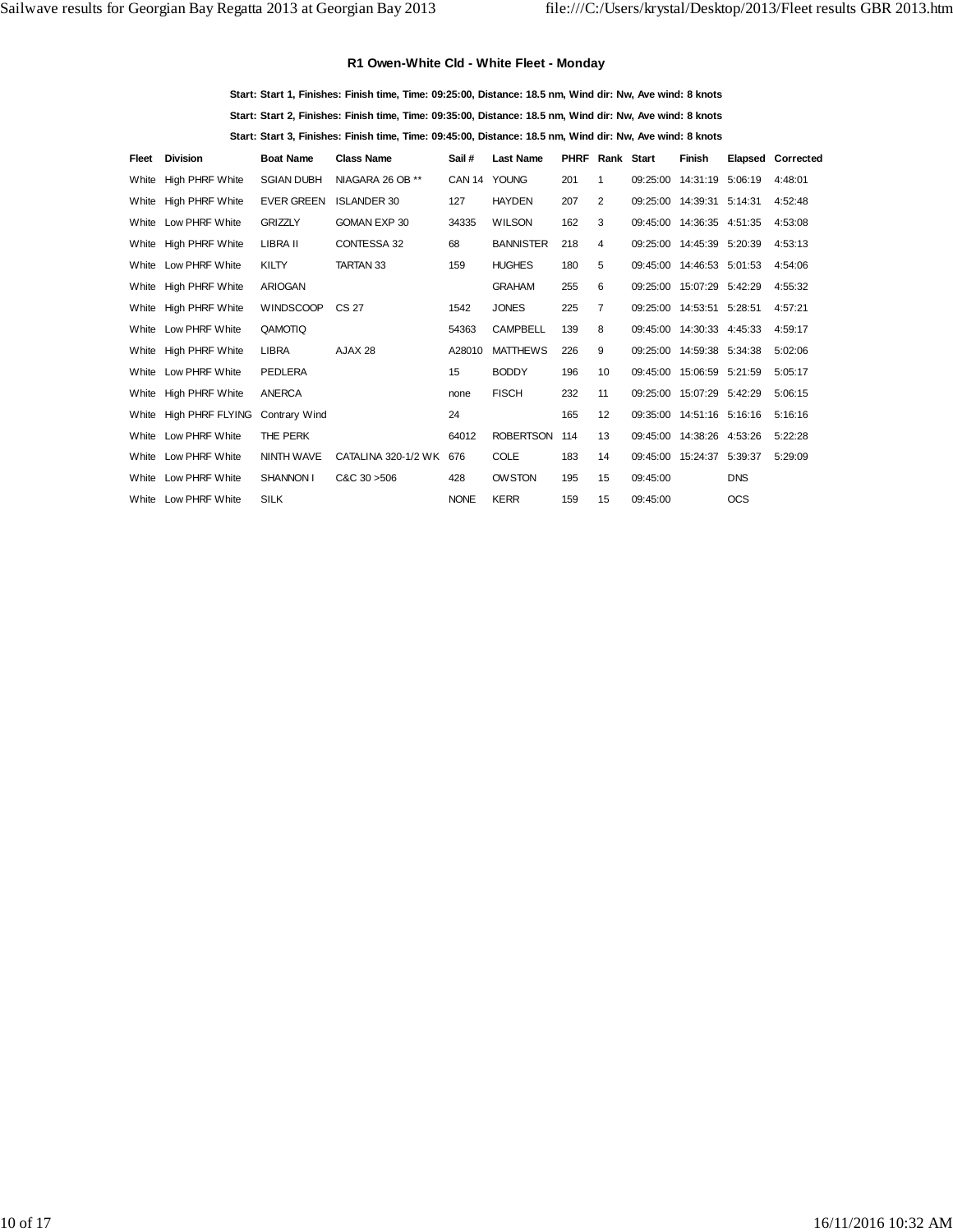### R1 Owen-White Cld - White Fleet - Monday

**Start: Start 1, Finishes: Finish time, Time: 09:25:00, Distance: 18.5 nm, Wind dir: Nw, Ave wind: 8 knots**

**Start: Start 2, Finishes: Finish time, Time: 09:35:00, Distance: 18.5 nm, Wind dir: Nw, Ave wind: 8 knots**

**Start: Start 3, Finishes: Finish time, Time: 09:45:00, Distance: 18.5 nm, Wind dir: Nw, Ave wind: 8 knots**

| Fleet | Division | Boat Name | Class Name | Sail # | Last Name | PHRF | Rank | Start | Finish | Elapsed | Corrected |
|---|---|---|---|---|---|---|---|---|---|---|---|
| White | High PHRF White | SGIAN DUBH | NIAGARA 26 OB ** | CAN 14 | YOUNG | 201 | 1 | 09:25:00 | 14:31:19 | 5:06:19 | 4:48:01 |
| White | High PHRF White | EVER GREEN | ISLANDER 30 | 127 | HAYDEN | 207 | 2 | 09:25:00 | 14:39:31 | 5:14:31 | 4:52:48 |
| White | Low PHRF White | GRIZZLY | GOMAN EXP 30 | 34335 | WILSON | 162 | 3 | 09:45:00 | 14:36:35 | 4:51:35 | 4:53:08 |
| White | High PHRF White | LIBRA II | CONTESSA 32 | 68 | BANNISTER | 218 | 4 | 09:25:00 | 14:45:39 | 5:20:39 | 4:53:13 |
| White | Low PHRF White | KILTY | TARTAN 33 | 159 | HUGHES | 180 | 5 | 09:45:00 | 14:46:53 | 5:01:53 | 4:54:06 |
| White | High PHRF White | ARIOGAN | | | GRAHAM | 255 | 6 | 09:25:00 | 15:07:29 | 5:42:29 | 4:55:32 |
| White | High PHRF White | WINDSCOOP | CS 27 | 1542 | JONES | 225 | 7 | 09:25:00 | 14:53:51 | 5:28:51 | 4:57:21 |
| White | Low PHRF White | QAMOTIQ | | 54363 | CAMPBELL | 139 | 8 | 09:45:00 | 14:30:33 | 4:45:33 | 4:59:17 |
| White | High PHRF White | LIBRA | AJAX 28 | A28010 | MATTHEWS | 226 | 9 | 09:25:00 | 14:59:38 | 5:34:38 | 5:02:06 |
| White | Low PHRF White | PEDLERA | | 15 | BODDY | 196 | 10 | 09:45:00 | 15:06:59 | 5:21:59 | 5:05:17 |
| White | High PHRF White | ANERCA | | none | FISCH | 232 | 11 | 09:25:00 | 15:07:29 | 5:42:29 | 5:06:15 |
| White | High PHRF FLYING | Contrary Wind | | 24 | | 165 | 12 | 09:35:00 | 14:51:16 | 5:16:16 | 5:16:16 |
| White | Low PHRF White | THE PERK | | 64012 | ROBERTSON | 114 | 13 | 09:45:00 | 14:38:26 | 4:53:26 | 5:22:28 |
| White | Low PHRF White | NINTH WAVE | CATALINA 320-1/2 WK | 676 | COLE | 183 | 14 | 09:45:00 | 15:24:37 | 5:39:37 | 5:29:09 |
| White | Low PHRF White | SHANNON I | C&C 30 >506 | 428 | OWSTON | 195 | 15 | 09:45:00 | | DNS | |
| White | Low PHRF White | SILK | | NONE | KERR | 159 | 15 | 09:45:00 | | OCS | |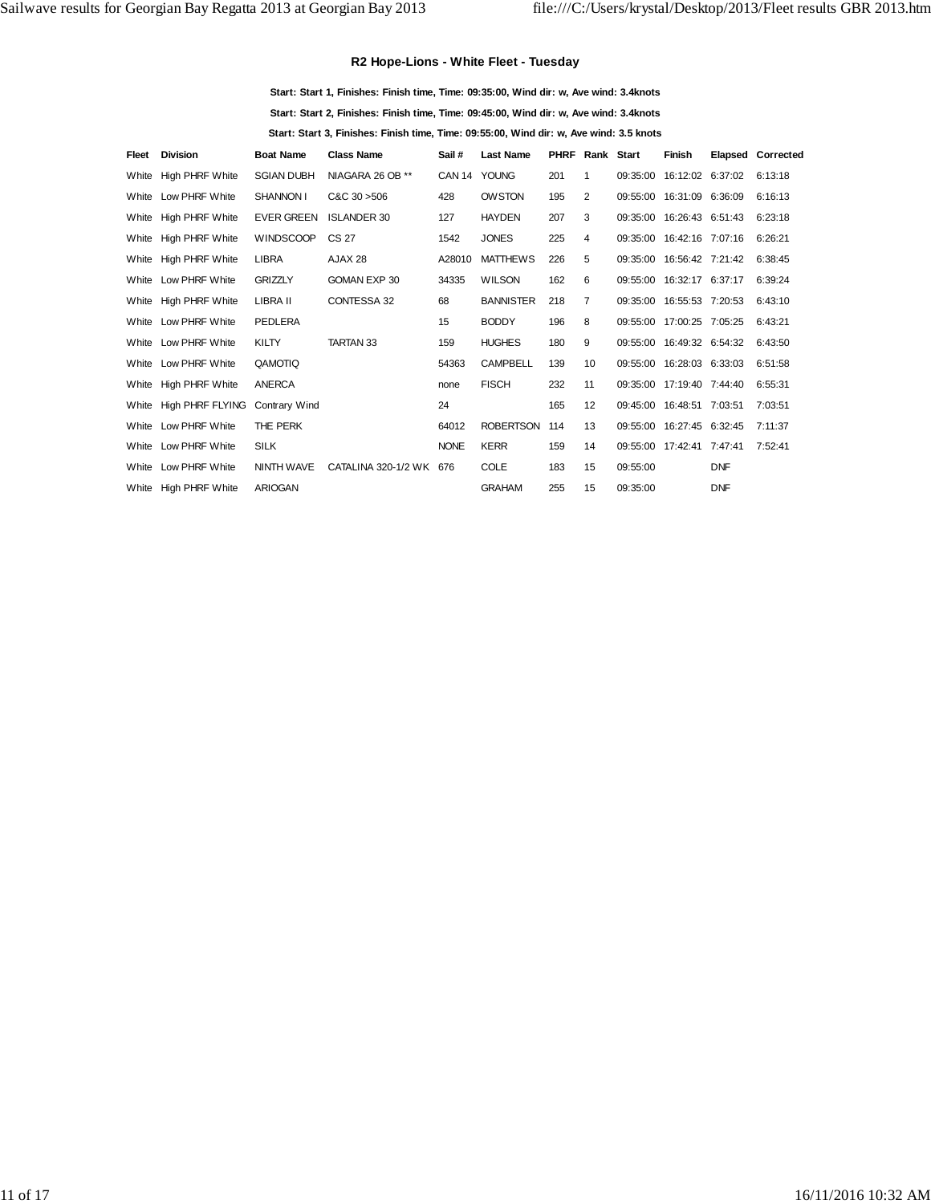### R2 Hope-Lions - White Fleet - Tuesday

**Start: Start 1, Finishes: Finish time, Time: 09:35:00, Wind dir: w, Ave wind: 3.4knots**

**Start: Start 2, Finishes: Finish time, Time: 09:45:00, Wind dir: w, Ave wind: 3.4knots**

**Start: Start 3, Finishes: Finish time, Time: 09:55:00, Wind dir: w, Ave wind: 3.5 knots**

| Fleet | Division | Boat Name | Class Name | Sail # | Last Name | PHRF | Rank | Start | Finish | Elapsed | Corrected |
|---|---|---|---|---|---|---|---|---|---|---|---|
| White | High PHRF White | SGIAN DUBH | NIAGARA 26 OB ** | CAN 14 | YOUNG | 201 | 1 | 09:35:00 | 16:12:02 | 6:37:02 | 6:13:18 |
| White | Low PHRF White | SHANNON I | C&C 30 >506 | 428 | OWSTON | 195 | 2 | 09:55:00 | 16:31:09 | 6:36:09 | 6:16:13 |
| White | High PHRF White | EVER GREEN | ISLANDER 30 | 127 | HAYDEN | 207 | 3 | 09:35:00 | 16:26:43 | 6:51:43 | 6:23:18 |
| White | High PHRF White | WINDSCOOP | CS 27 | 1542 | JONES | 225 | 4 | 09:35:00 | 16:42:16 | 7:07:16 | 6:26:21 |
| White | High PHRF White | LIBRA | AJAX 28 | A28010 | MATTHEWS | 226 | 5 | 09:35:00 | 16:56:42 | 7:21:42 | 6:38:45 |
| White | Low PHRF White | GRIZZLY | GOMAN EXP 30 | 34335 | WILSON | 162 | 6 | 09:55:00 | 16:32:17 | 6:37:17 | 6:39:24 |
| White | High PHRF White | LIBRA II | CONTESSA 32 | 68 | BANNISTER | 218 | 7 | 09:35:00 | 16:55:53 | 7:20:53 | 6:43:10 |
| White | Low PHRF White | PEDLERA | | 15 | BODDY | 196 | 8 | 09:55:00 | 17:00:25 | 7:05:25 | 6:43:21 |
| White | Low PHRF White | KILTY | TARTAN 33 | 159 | HUGHES | 180 | 9 | 09:55:00 | 16:49:32 | 6:54:32 | 6:43:50 |
| White | Low PHRF White | QAMOTIQ | | 54363 | CAMPBELL | 139 | 10 | 09:55:00 | 16:28:03 | 6:33:03 | 6:51:58 |
| White | High PHRF White | ANERCA | | none | FISCH | 232 | 11 | 09:35:00 | 17:19:40 | 7:44:40 | 6:55:31 |
| White | High PHRF FLYING | Contrary Wind | | 24 | | 165 | 12 | 09:45:00 | 16:48:51 | 7:03:51 | 7:03:51 |
| White | Low PHRF White | THE PERK | | 64012 | ROBERTSON | 114 | 13 | 09:55:00 | 16:27:45 | 6:32:45 | 7:11:37 |
| White | Low PHRF White | SILK | | NONE | KERR | 159 | 14 | 09:55:00 | 17:42:41 | 7:47:41 | 7:52:41 |
| White | Low PHRF White | NINTH WAVE | CATALINA 320-1/2 WK | 676 | COLE | 183 | 15 | 09:55:00 | | DNF | |
| White | High PHRF White | ARIOGAN | | | GRAHAM | 255 | 15 | 09:35:00 | | DNF | |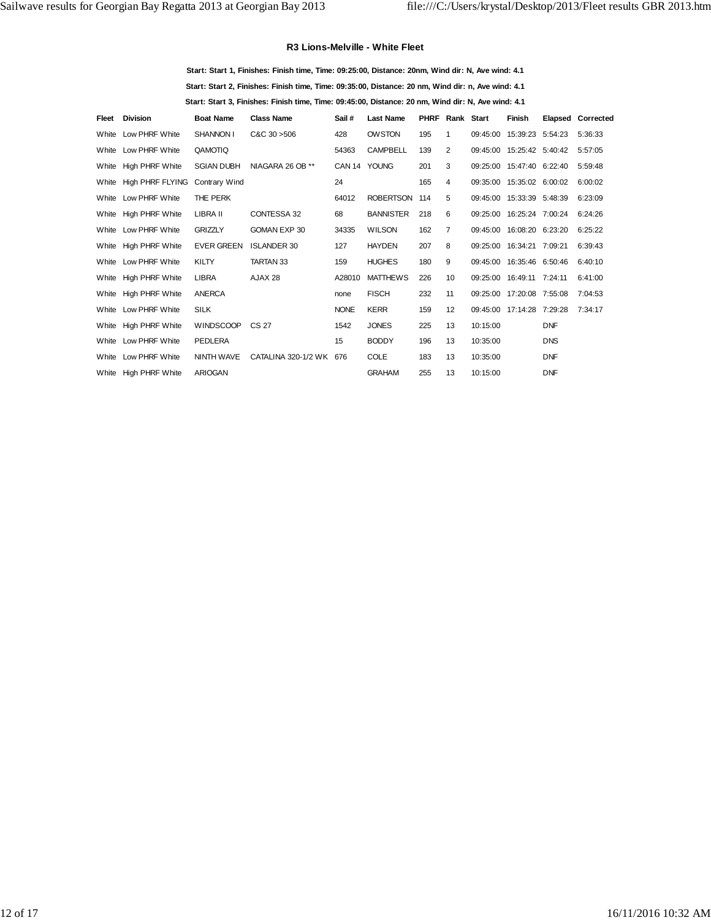### R3 Lions-Melville - White Fleet

**Start: Start 1, Finishes: Finish time, Time: 09:25:00, Distance: 20nm, Wind dir: N, Ave wind: 4.1**

**Start: Start 2, Finishes: Finish time, Time: 09:35:00, Distance: 20 nm, Wind dir: n, Ave wind: 4.1**

**Start: Start 3, Finishes: Finish time, Time: 09:45:00, Distance: 20 nm, Wind dir: N, Ave wind: 4.1**

| Fleet | Division | Boat Name | Class Name | Sail # | Last Name | PHRF | Rank | Start | Finish | Elapsed | Corrected |
|---|---|---|---|---|---|---|---|---|---|---|---|
| White | Low PHRF White | SHANNON I | C&C 30 >506 | 428 | OWSTON | 195 | 1 | 09:45:00 | 15:39:23 | 5:54:23 | 5:36:33 |
| White | Low PHRF White | QAMOTIQ | | 54363 | CAMPBELL | 139 | 2 | 09:45:00 | 15:25:42 | 5:40:42 | 5:57:05 |
| White | High PHRF White | SGIAN DUBH | NIAGARA 26 OB ** | CAN 14 | YOUNG | 201 | 3 | 09:25:00 | 15:47:40 | 6:22:40 | 5:59:48 |
| White | High PHRF FLYING | Contrary Wind | | 24 | | 165 | 4 | 09:35:00 | 15:35:02 | 6:00:02 | 6:00:02 |
| White | Low PHRF White | THE PERK | | 64012 | ROBERTSON | 114 | 5 | 09:45:00 | 15:33:39 | 5:48:39 | 6:23:09 |
| White | High PHRF White | LIBRA II | CONTESSA 32 | 68 | BANNISTER | 218 | 6 | 09:25:00 | 16:25:24 | 7:00:24 | 6:24:26 |
| White | Low PHRF White | GRIZZLY | GOMAN EXP 30 | 34335 | WILSON | 162 | 7 | 09:45:00 | 16:08:20 | 6:23:20 | 6:25:22 |
| White | High PHRF White | EVER GREEN | ISLANDER 30 | 127 | HAYDEN | 207 | 8 | 09:25:00 | 16:34:21 | 7:09:21 | 6:39:43 |
| White | Low PHRF White | KILTY | TARTAN 33 | 159 | HUGHES | 180 | 9 | 09:45:00 | 16:35:46 | 6:50:46 | 6:40:10 |
| White | High PHRF White | LIBRA | AJAX 28 | A28010 | MATTHEWS | 226 | 10 | 09:25:00 | 16:49:11 | 7:24:11 | 6:41:00 |
| White | High PHRF White | ANERCA | | none | FISCH | 232 | 11 | 09:25:00 | 17:20:08 | 7:55:08 | 7:04:53 |
| White | Low PHRF White | SILK | | NONE | KERR | 159 | 12 | 09:45:00 | 17:14:28 | 7:29:28 | 7:34:17 |
| White | High PHRF White | WINDSCOOP | CS 27 | 1542 | JONES | 225 | 13 | 10:15:00 | | DNF | |
| White | Low PHRF White | PEDLERA | | 15 | BODDY | 196 | 13 | 10:35:00 | | DNS | |
| White | Low PHRF White | NINTH WAVE | CATALINA 320-1/2 WK | 676 | COLE | 183 | 13 | 10:35:00 | | DNF | |
| White | High PHRF White | ARIOGAN | | | GRAHAM | 255 | 13 | 10:15:00 | | DNF | |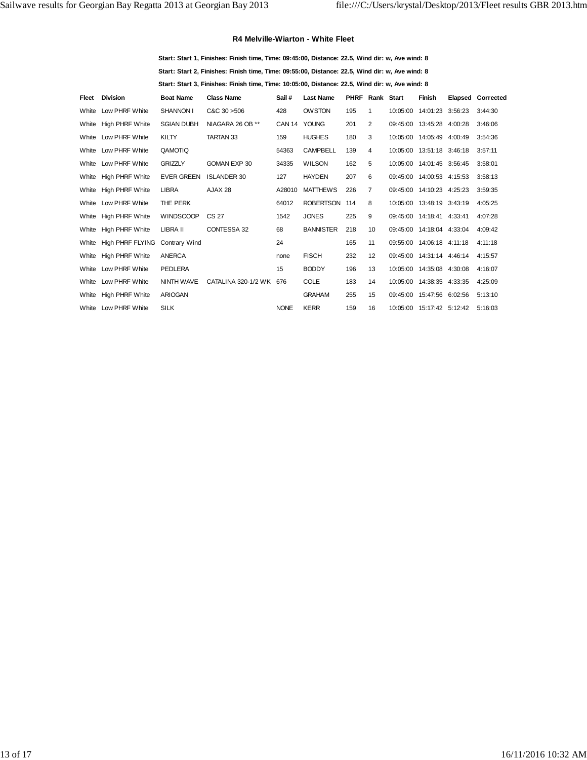### R4 Melville-Wiarton - White Fleet

**Start: Start 1, Finishes: Finish time, Time: 09:45:00, Distance: 22.5, Wind dir: w, Ave wind: 8**

**Start: Start 2, Finishes: Finish time, Time: 09:55:00, Distance: 22.5, Wind dir: w, Ave wind: 8**

**Start: Start 3, Finishes: Finish time, Time: 10:05:00, Distance: 22.5, Wind dir: w, Ave wind: 8**

| Fleet | Division | Boat Name | Class Name | Sail # | Last Name | PHRF | Rank | Start | Finish | Elapsed | Corrected |
|---|---|---|---|---|---|---|---|---|---|---|---|
| White | Low PHRF White | SHANNON I | C&C 30 >506 | 428 | OWSTON | 195 | 1 | 10:05:00 | 14:01:23 | 3:56:23 | 3:44:30 |
| White | High PHRF White | SGIAN DUBH | NIAGARA 26 OB ** | CAN 14 | YOUNG | 201 | 2 | 09:45:00 | 13:45:28 | 4:00:28 | 3:46:06 |
| White | Low PHRF White | KILTY | TARTAN 33 | 159 | HUGHES | 180 | 3 | 10:05:00 | 14:05:49 | 4:00:49 | 3:54:36 |
| White | Low PHRF White | QAMOTIQ | | 54363 | CAMPBELL | 139 | 4 | 10:05:00 | 13:51:18 | 3:46:18 | 3:57:11 |
| White | Low PHRF White | GRIZZLY | GOMAN EXP 30 | 34335 | WILSON | 162 | 5 | 10:05:00 | 14:01:45 | 3:56:45 | 3:58:01 |
| White | High PHRF White | EVER GREEN | ISLANDER 30 | 127 | HAYDEN | 207 | 6 | 09:45:00 | 14:00:53 | 4:15:53 | 3:58:13 |
| White | High PHRF White | LIBRA | AJAX 28 | A28010 | MATTHEWS | 226 | 7 | 09:45:00 | 14:10:23 | 4:25:23 | 3:59:35 |
| White | Low PHRF White | THE PERK | | 64012 | ROBERTSON | 114 | 8 | 10:05:00 | 13:48:19 | 3:43:19 | 4:05:25 |
| White | High PHRF White | WINDSCOOP | CS 27 | 1542 | JONES | 225 | 9 | 09:45:00 | 14:18:41 | 4:33:41 | 4:07:28 |
| White | High PHRF White | LIBRA II | CONTESSA 32 | 68 | BANNISTER | 218 | 10 | 09:45:00 | 14:18:04 | 4:33:04 | 4:09:42 |
| White | High PHRF FLYING | Contrary Wind | | 24 | | 165 | 11 | 09:55:00 | 14:06:18 | 4:11:18 | 4:11:18 |
| White | High PHRF White | ANERCA | | none | FISCH | 232 | 12 | 09:45:00 | 14:31:14 | 4:46:14 | 4:15:57 |
| White | Low PHRF White | PEDLERA | | 15 | BODDY | 196 | 13 | 10:05:00 | 14:35:08 | 4:30:08 | 4:16:07 |
| White | Low PHRF White | NINTH WAVE | CATALINA 320-1/2 WK | 676 | COLE | 183 | 14 | 10:05:00 | 14:38:35 | 4:33:35 | 4:25:09 |
| White | High PHRF White | ARIOGAN | | | GRAHAM | 255 | 15 | 09:45:00 | 15:47:56 | 6:02:56 | 5:13:10 |
| White | Low PHRF White | SILK | | NONE | KERR | 159 | 16 | 10:05:00 | 15:17:42 | 5:12:42 | 5:16:03 |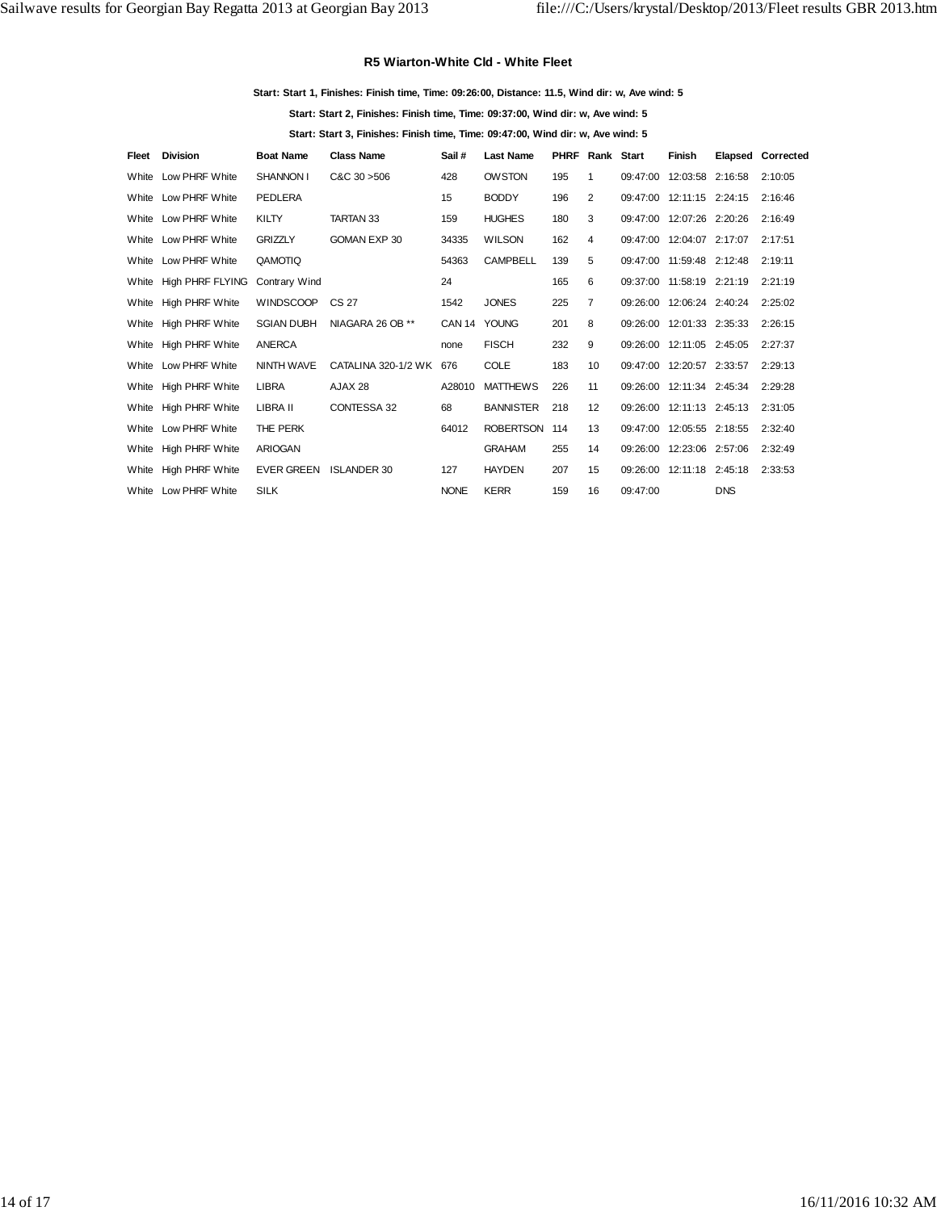### R5 Wiarton-White Cld - White Fleet

**Start: Start 1, Finishes: Finish time, Time: 09:26:00, Distance: 11.5, Wind dir: w, Ave wind: 5**

**Start: Start 2, Finishes: Finish time, Time: 09:37:00, Wind dir: w, Ave wind: 5**

**Start: Start 3, Finishes: Finish time, Time: 09:47:00, Wind dir: w, Ave wind: 5**

| Fleet | Division | Boat Name | Class Name | Sail # | Last Name | PHRF | Rank | Start | Finish | Elapsed | Corrected |
|---|---|---|---|---|---|---|---|---|---|---|---|
| White | Low PHRF White | SHANNON I | C&C 30 >506 | 428 | OWSTON | 195 | 1 | 09:47:00 | 12:03:58 | 2:16:58 | 2:10:05 |
| White | Low PHRF White | PEDLERA | | 15 | BODDY | 196 | 2 | 09:47:00 | 12:11:15 | 2:24:15 | 2:16:46 |
| White | Low PHRF White | KILTY | TARTAN 33 | 159 | HUGHES | 180 | 3 | 09:47:00 | 12:07:26 | 2:20:26 | 2:16:49 |
| White | Low PHRF White | GRIZZLY | GOMAN EXP 30 | 34335 | WILSON | 162 | 4 | 09:47:00 | 12:04:07 | 2:17:07 | 2:17:51 |
| White | Low PHRF White | QAMOTIQ | | 54363 | CAMPBELL | 139 | 5 | 09:47:00 | 11:59:48 | 2:12:48 | 2:19:11 |
| White | High PHRF FLYING | Contrary Wind | | 24 | | 165 | 6 | 09:37:00 | 11:58:19 | 2:21:19 | 2:21:19 |
| White | High PHRF White | WINDSCOOP | CS 27 | 1542 | JONES | 225 | 7 | 09:26:00 | 12:06:24 | 2:40:24 | 2:25:02 |
| White | High PHRF White | SGIAN DUBH | NIAGARA 26 OB ** | CAN 14 | YOUNG | 201 | 8 | 09:26:00 | 12:01:33 | 2:35:33 | 2:26:15 |
| White | High PHRF White | ANERCA | | none | FISCH | 232 | 9 | 09:26:00 | 12:11:05 | 2:45:05 | 2:27:37 |
| White | Low PHRF White | NINTH WAVE | CATALINA 320-1/2 WK | 676 | COLE | 183 | 10 | 09:47:00 | 12:20:57 | 2:33:57 | 2:29:13 |
| White | High PHRF White | LIBRA | AJAX 28 | A28010 | MATTHEWS | 226 | 11 | 09:26:00 | 12:11:34 | 2:45:34 | 2:29:28 |
| White | High PHRF White | LIBRA II | CONTESSA 32 | 68 | BANNISTER | 218 | 12 | 09:26:00 | 12:11:13 | 2:45:13 | 2:31:05 |
| White | Low PHRF White | THE PERK | | 64012 | ROBERTSON | 114 | 13 | 09:47:00 | 12:05:55 | 2:18:55 | 2:32:40 |
| White | High PHRF White | ARIOGAN | | | GRAHAM | 255 | 14 | 09:26:00 | 12:23:06 | 2:57:06 | 2:32:49 |
| White | High PHRF White | EVER GREEN | ISLANDER 30 | 127 | HAYDEN | 207 | 15 | 09:26:00 | 12:11:18 | 2:45:18 | 2:33:53 |
| White | Low PHRF White | SILK | | NONE | KERR | 159 | 16 | 09:47:00 | | DNS | |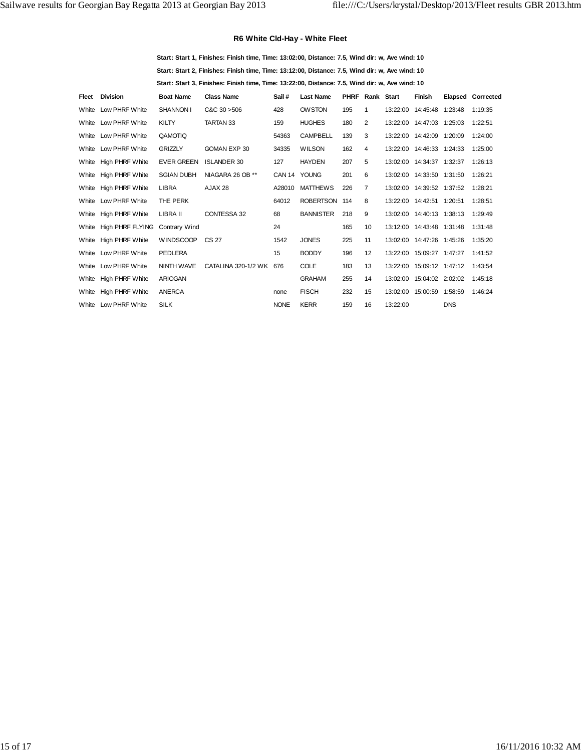### R6 White Cld-Hay - White Fleet

**Start: Start 1, Finishes: Finish time, Time: 13:02:00, Distance: 7.5, Wind dir: w, Ave wind: 10**

**Start: Start 2, Finishes: Finish time, Time: 13:12:00, Distance: 7.5, Wind dir: w, Ave wind: 10**

**Start: Start 3, Finishes: Finish time, Time: 13:22:00, Distance: 7.5, Wind dir: w, Ave wind: 10**

| Fleet | Division | Boat Name | Class Name | Sail # | Last Name | PHRF | Rank | Start | Finish | Elapsed | Corrected |
|---|---|---|---|---|---|---|---|---|---|---|---|
| White | Low PHRF White | SHANNON I | C&C 30 >506 | 428 | OWSTON | 195 | 1 | 13:22:00 | 14:45:48 | 1:23:48 | 1:19:35 |
| White | Low PHRF White | KILTY | TARTAN 33 | 159 | HUGHES | 180 | 2 | 13:22:00 | 14:47:03 | 1:25:03 | 1:22:51 |
| White | Low PHRF White | QAMOTIQ | | 54363 | CAMPBELL | 139 | 3 | 13:22:00 | 14:42:09 | 1:20:09 | 1:24:00 |
| White | Low PHRF White | GRIZZLY | GOMAN EXP 30 | 34335 | WILSON | 162 | 4 | 13:22:00 | 14:46:33 | 1:24:33 | 1:25:00 |
| White | High PHRF White | EVER GREEN | ISLANDER 30 | 127 | HAYDEN | 207 | 5 | 13:02:00 | 14:34:37 | 1:32:37 | 1:26:13 |
| White | High PHRF White | SGIAN DUBH | NIAGARA 26 OB ** | CAN 14 | YOUNG | 201 | 6 | 13:02:00 | 14:33:50 | 1:31:50 | 1:26:21 |
| White | High PHRF White | LIBRA | AJAX 28 | A28010 | MATTHEWS | 226 | 7 | 13:02:00 | 14:39:52 | 1:37:52 | 1:28:21 |
| White | Low PHRF White | THE PERK | | 64012 | ROBERTSON | 114 | 8 | 13:22:00 | 14:42:51 | 1:20:51 | 1:28:51 |
| White | High PHRF White | LIBRA II | CONTESSA 32 | 68 | BANNISTER | 218 | 9 | 13:02:00 | 14:40:13 | 1:38:13 | 1:29:49 |
| White | High PHRF FLYING | Contrary Wind | | 24 | | 165 | 10 | 13:12:00 | 14:43:48 | 1:31:48 | 1:31:48 |
| White | High PHRF White | WINDSCOOP | CS 27 | 1542 | JONES | 225 | 11 | 13:02:00 | 14:47:26 | 1:45:26 | 1:35:20 |
| White | Low PHRF White | PEDLERA | | 15 | BODDY | 196 | 12 | 13:22:00 | 15:09:27 | 1:47:27 | 1:41:52 |
| White | Low PHRF White | NINTH WAVE | CATALINA 320-1/2 WK | 676 | COLE | 183 | 13 | 13:22:00 | 15:09:12 | 1:47:12 | 1:43:54 |
| White | High PHRF White | ARIOGAN | | | GRAHAM | 255 | 14 | 13:02:00 | 15:04:02 | 2:02:02 | 1:45:18 |
| White | High PHRF White | ANERCA | | none | FISCH | 232 | 15 | 13:02:00 | 15:00:59 | 1:58:59 | 1:46:24 |
| White | Low PHRF White | SILK | | NONE | KERR | 159 | 16 | 13:22:00 | | DNS | |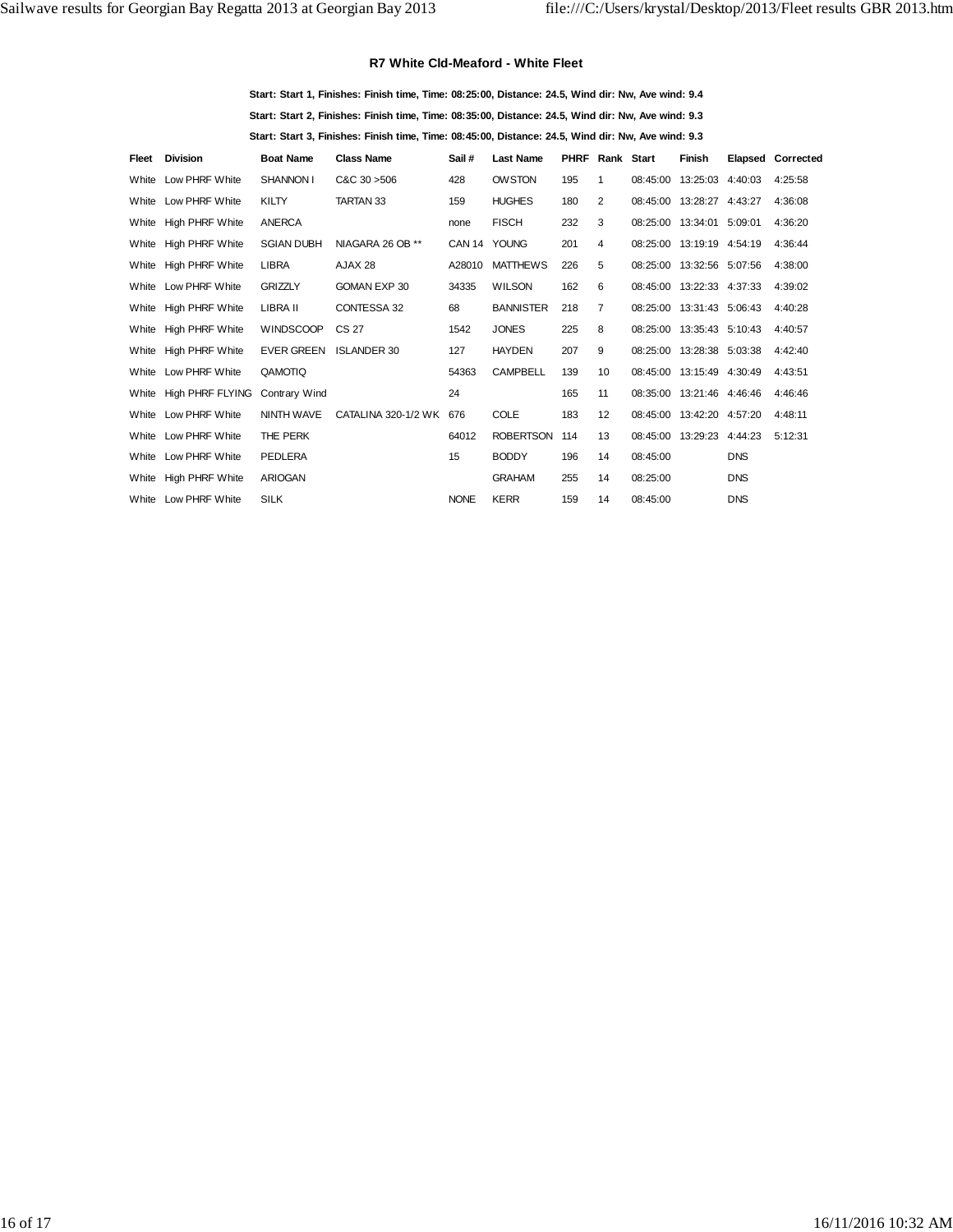### R7 White Cld-Meaford - White Fleet

**Start: Start 1, Finishes: Finish time, Time: 08:25:00, Distance: 24.5, Wind dir: Nw, Ave wind: 9.4**

**Start: Start 2, Finishes: Finish time, Time: 08:35:00, Distance: 24.5, Wind dir: Nw, Ave wind: 9.3**

**Start: Start 3, Finishes: Finish time, Time: 08:45:00, Distance: 24.5, Wind dir: Nw, Ave wind: 9.3**

| Fleet | Division | Boat Name | Class Name | Sail # | Last Name | PHRF | Rank | Start | Finish | Elapsed | Corrected |
|---|---|---|---|---|---|---|---|---|---|---|---|
| White | Low PHRF White | SHANNON I | C&C 30 >506 | 428 | OWSTON | 195 | 1 | 08:45:00 | 13:25:03 | 4:40:03 | 4:25:58 |
| White | Low PHRF White | KILTY | TARTAN 33 | 159 | HUGHES | 180 | 2 | 08:45:00 | 13:28:27 | 4:43:27 | 4:36:08 |
| White | High PHRF White | ANERCA | | none | FISCH | 232 | 3 | 08:25:00 | 13:34:01 | 5:09:01 | 4:36:20 |
| White | High PHRF White | SGIAN DUBH | NIAGARA 26 OB ** | CAN 14 | YOUNG | 201 | 4 | 08:25:00 | 13:19:19 | 4:54:19 | 4:36:44 |
| White | High PHRF White | LIBRA | AJAX 28 | A28010 | MATTHEWS | 226 | 5 | 08:25:00 | 13:32:56 | 5:07:56 | 4:38:00 |
| White | Low PHRF White | GRIZZLY | GOMAN EXP 30 | 34335 | WILSON | 162 | 6 | 08:45:00 | 13:22:33 | 4:37:33 | 4:39:02 |
| White | High PHRF White | LIBRA II | CONTESSA 32 | 68 | BANNISTER | 218 | 7 | 08:25:00 | 13:31:43 | 5:06:43 | 4:40:28 |
| White | High PHRF White | WINDSCOOP | CS 27 | 1542 | JONES | 225 | 8 | 08:25:00 | 13:35:43 | 5:10:43 | 4:40:57 |
| White | High PHRF White | EVER GREEN | ISLANDER 30 | 127 | HAYDEN | 207 | 9 | 08:25:00 | 13:28:38 | 5:03:38 | 4:42:40 |
| White | Low PHRF White | QAMOTIQ | | 54363 | CAMPBELL | 139 | 10 | 08:45:00 | 13:15:49 | 4:30:49 | 4:43:51 |
| White | High PHRF FLYING | Contrary Wind | | 24 | | 165 | 11 | 08:35:00 | 13:21:46 | 4:46:46 | 4:46:46 |
| White | Low PHRF White | NINTH WAVE | CATALINA 320-1/2 WK | 676 | COLE | 183 | 12 | 08:45:00 | 13:42:20 | 4:57:20 | 4:48:11 |
| White | Low PHRF White | THE PERK | | 64012 | ROBERTSON | 114 | 13 | 08:45:00 | 13:29:23 | 4:44:23 | 5:12:31 |
| White | Low PHRF White | PEDLERA | | 15 | BODDY | 196 | 14 | 08:45:00 | | DNS | |
| White | High PHRF White | ARIOGAN | | | GRAHAM | 255 | 14 | 08:25:00 | | DNS | |
| White | Low PHRF White | SILK | | NONE | KERR | 159 | 14 | 08:45:00 | | DNS | |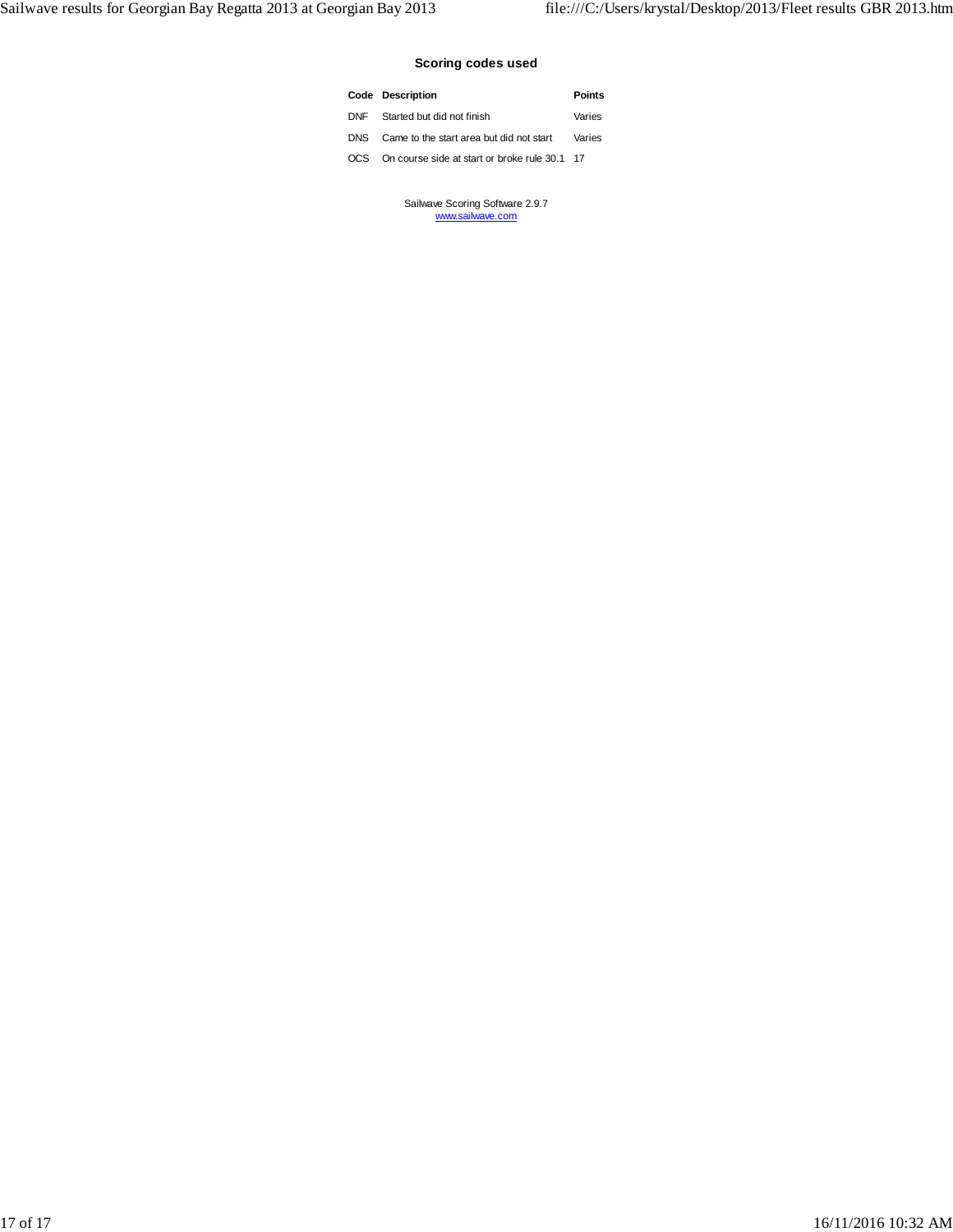### Scoring codes used

| Code | Description | Points |
| --- | --- | --- |
| DNF | Started but did not finish | Varies |
| DNS | Came to the start area but did not start | Varies |
| OCS | On course side at start or broke rule 30.1 | 17 |

Sailwave Scoring Software 2.9.7
www.sailwave.com